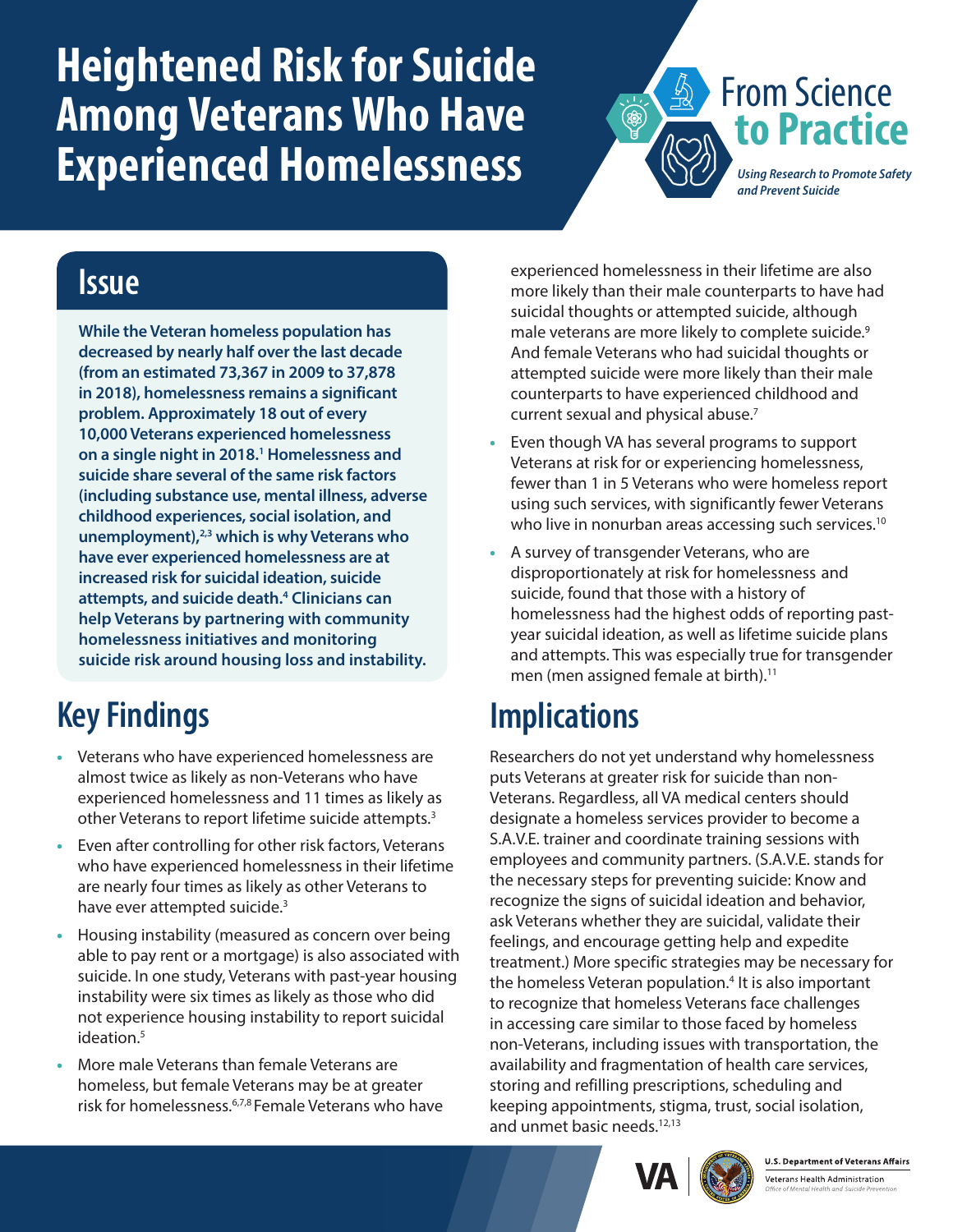# Heightened Risk for Suicide Among Veterans Who Have Experienced Homelessness

From Science to Practice

*Using Research to Promote Safety and Prevent Suicide*

## Issue

**While the Veteran homeless population has decreased by nearly half over the last decade (from an estimated 73,367 in 2009 to 37,878 in 2018), homelessness remains a significant problem. Approximately 18 out of every 10,000 Veterans experienced homelessness on a single night in 2018.[1] Homelessness and suicide share several of the same risk factors (including substance use, mental illness, adverse childhood experiences, social isolation, and unemployment),[2,3] which is why Veterans who have ever experienced homelessness are at increased risk for suicidal ideation, suicide attempts, and suicide death.[4] Clinicians can help Veterans by partnering with community homelessness initiatives and monitoring suicide risk around housing loss and instability.**

## Key Findings

- Veterans who have experienced homelessness are almost twice as likely as non-Veterans who have experienced homelessness and 11 times as likely as other Veterans to report lifetime suicide attempts.[3]
- Even after controlling for other risk factors, Veterans who have experienced homelessness in their lifetime are nearly four times as likely as other Veterans to have ever attempted suicide.[3]
- Housing instability (measured as concern over being able to pay rent or a mortgage) is also associated with suicide. In one study, Veterans with past-year housing instability were six times as likely as those who did not experience housing instability to report suicidal ideation.[5]
- More male Veterans than female Veterans are homeless, but female Veterans may be at greater risk for homelessness.[6,7,8] Female Veterans who have experienced homelessness in their lifetime are also more likely than their male counterparts to have had suicidal thoughts or attempted suicide, although male veterans are more likely to complete suicide.[9] And female Veterans who had suicidal thoughts or attempted suicide were more likely than their male counterparts to have experienced childhood and current sexual and physical abuse.[7]
- Even though VA has several programs to support Veterans at risk for or experiencing homelessness, fewer than 1 in 5 Veterans who were homeless report using such services, with significantly fewer Veterans who live in nonurban areas accessing such services.[10]
- A survey of transgender Veterans, who are disproportionately at risk for homelessness and suicide, found that those with a history of homelessness had the highest odds of reporting past-year suicidal ideation, as well as lifetime suicide plans and attempts. This was especially true for transgender men (men assigned female at birth).[11]

## Implications

Researchers do not yet understand why homelessness puts Veterans at greater risk for suicide than non-Veterans. Regardless, all VA medical centers should designate a homeless services provider to become a S.A.V.E. trainer and coordinate training sessions with employees and community partners. (S.A.V.E. stands for the necessary steps for preventing suicide: Know and recognize the signs of suicidal ideation and behavior, ask Veterans whether they are suicidal, validate their feelings, and encourage getting help and expedite treatment.) More specific strategies may be necessary for the homeless Veteran population.[4] It is also important to recognize that homeless Veterans face challenges in accessing care similar to those faced by homeless non-Veterans, including issues with transportation, the availability and fragmentation of health care services, storing and refilling prescriptions, scheduling and keeping appointments, stigma, trust, social isolation, and unmet basic needs.[12,13]

U.S. Department of Veterans Affairs
Veterans Health Administration
*Office of Mental Health and Suicide Prevention*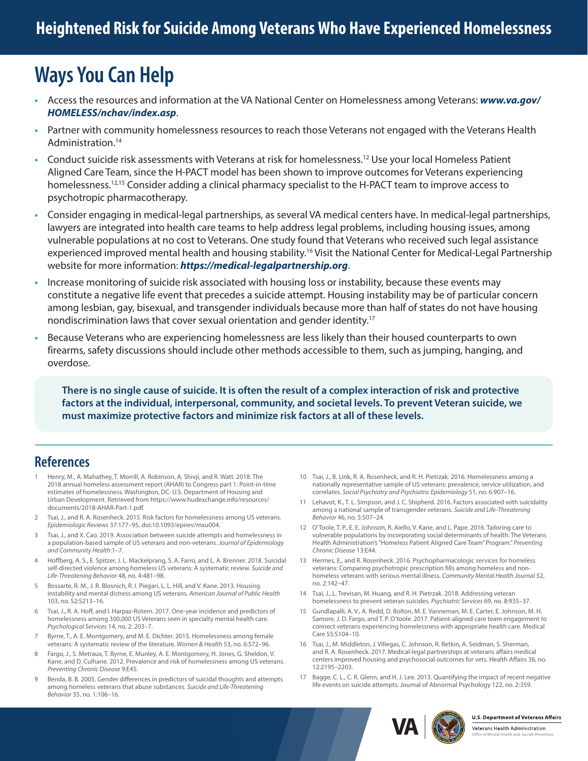# Heightened Risk for Suicide Among Veterans Who Have Experienced Homelessness

## Ways You Can Help

- Access the resources and information at the VA National Center on Homelessness among Veterans: ***www.va.gov/HOMELESS/nchav/index.asp***.
- Partner with community homelessness resources to reach those Veterans not engaged with the Veterans Health Administration.[14]
- Conduct suicide risk assessments with Veterans at risk for homelessness.[12] Use your local Homeless Patient Aligned Care Team, since the H-PACT model has been shown to improve outcomes for Veterans experiencing homelessness.[12,15] Consider adding a clinical pharmacy specialist to the H-PACT team to improve access to psychotropic pharmacotherapy.
- Consider engaging in medical-legal partnerships, as several VA medical centers have. In medical-legal partnerships, lawyers are integrated into health care teams to help address legal problems, including housing issues, among vulnerable populations at no cost to Veterans. One study found that Veterans who received such legal assistance experienced improved mental health and housing stability.[16] Visit the National Center for Medical-Legal Partnership website for more information: ***https://medical-legalpartnership.org***.
- Increase monitoring of suicide risk associated with housing loss or instability, because these events may constitute a negative life event that precedes a suicide attempt. Housing instability may be of particular concern among lesbian, gay, bisexual, and transgender individuals because more than half of states do not have housing nondiscrimination laws that cover sexual orientation and gender identity.[17]
- Because Veterans who are experiencing homelessness are less likely than their housed counterparts to own firearms, safety discussions should include other methods accessible to them, such as jumping, hanging, and overdose.

**There is no single cause of suicide. It is often the result of a complex interaction of risk and protective factors at the individual, interpersonal, community, and societal levels. To prevent Veteran suicide, we must maximize protective factors and minimize risk factors at all of these levels.**

## References

1. Henry, M., A. Mahathey, T. Morrill, A. Robinson, A. Shivji, and R. Watt. 2018. The 2018 annual homeless assessment report (AHAR) to Congress part 1: Point-in-time estimates of homelessness. Washington, DC: U.S. Department of Housing and Urban Development. Retrieved from https://www.hudexchange.info/resources/documents/2018-AHAR-Part-1.pdf.
2. Tsai, J., and R. A. Rosenheck. 2015. Risk factors for homelessness among US veterans. *Epidemiologic Reviews* 37:177–95, doi:10.1093/epirev/mxu004.
3. Tsai, J., and X. Cao. 2019. Association between suicide attempts and homelessness in a population-based sample of US veterans and non-veterans. *Journal of Epidemiology and Community Health*:1–7.
4. Hoffberg, A. S., E. Spitzer, J. L. Mackelprang, S. A. Farro, and L. A. Brenner. 2018. Suicidal self-directed violence among homeless US veterans: A systematic review. *Suicide and Life-Threatening Behavior* 48, no. 4:481–98.
5. Bossarte, R. M., J. R. Blosnich, R. I. Piegari, L. L. Hill, and V. Kane. 2013. Housing instability and mental distress among US veterans. *American Journal of Public Health* 103, no. S2:S213–16.
6. Tsai, J., R. A. Hoff, and I. Harpaz-Rotem. 2017. One-year incidence and predictors of homelessness among 300,000 US Veterans seen in specialty mental health care. *Psychological Services* 14, no. 2: 203–7.
7. Byrne, T., A. E. Montgomery, and M. E. Dichter. 2013. Homelessness among female veterans: A systematic review of the literature. *Women & Health* 53, no. 6:572–96.
8. Fargo, J., S. Metraux, T. Byrne, E. Munley, A. E. Montgomery, H. Jones, G. Sheldon, V. Kane, and D. Culhane. 2012. Prevalence and risk of homelessness among US veterans. *Preventing Chronic Disease* 9:E45.
9. Benda, B. B. 2005. Gender differences in predictors of suicidal thoughts and attempts among homeless veterans that abuse substances. *Suicide and Life-Threatening Behavior* 35, no. 1:106–16.
10. Tsai, J., B. Link, R. A. Rosenheck, and R. H. Pietrzak. 2016. Homelessness among a nationally representative sample of US veterans: prevalence, service utilization, and correlates. *Social Psychiatry and Psychiatric Epidemiology* 51, no. 6:907–16.
11. Lehavot, K., T. L. Simpson, and J. C. Shipherd. 2016. Factors associated with suicidality among a national sample of transgender veterans. *Suicide and Life-Threatening Behavior* 46, no. 5:507–24.
12. O'Toole, T. P., E. E. Johnson, R. Aiello, V. Kane, and L. Pape. 2016. Tailoring care to vulnerable populations by incorporating social determinants of health: The Veterans Health Administration's "Homeless Patient Aligned Care Team" Program." *Preventing Chronic Disease* 13:E44.
13. Hermes, E., and R. Rosenheck. 2016. Psychopharmacologic services for homeless veterans: Comparing psychotropic prescription fills among homeless and non-homeless veterans with serious mental illness. *Community Mental Health Journal* 52, no. 2:142–47.
14. Tsai, J., L. Trevisan, M. Huang, and R. H. Pietrzak. 2018. Addressing veteran homelessness to prevent veteran suicides. *Psychiatric Services* 69, no. 8:935–37.
15. Gundlapalli, A. V., A. Redd, D. Bolton, M. E. Vanneman, M. E. Carter, E. Johnson, M. H. Samore, J. D. Fargo, and T. P. O'toole. 2017. Patient-aligned care team engagement to connect veterans experiencing homelessness with appropriate health care. Medical Care 55:S104–10.
16. Tsai, J., M. Middleton, J. Villegas, C. Johnson, R. Retkin, A. Seidman, S. Sherman, and R. A. Rosenheck. 2017. Medical-legal partnerships at veterans affairs medical centers improved housing and psychosocial outcomes for vets. Health Affairs 36, no. 12:2195–2203.
17. Bagge, C. L., C. R. Glenn, and H. J. Lee. 2013. Quantifying the impact of recent negative life events on suicide attempts. Journal of Abnormal Psychology 122, no. 2:359.

U.S. Department of Veterans Affairs
Veterans Health Administration
Office of Mental Health and Suicide Prevention